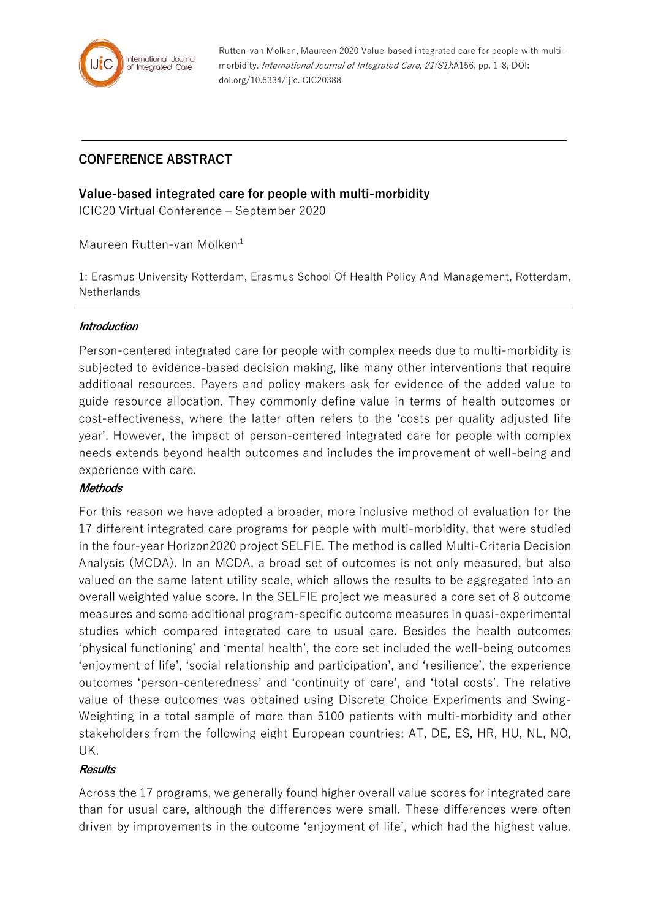Rutten-van Molken, Maureen 2020 Value-based integrated care for people with multi-morbidity. *International Journal of Integrated Care, 21(S1)*:A156, pp. 1-8, DOI: doi.org/10.5334/ijic.ICIC20388

## CONFERENCE ABSTRACT

### Value-based integrated care for people with multi-morbidity

ICIC20 Virtual Conference – September 2020

Maureen Rutten-van Molken[1]

1: Erasmus University Rotterdam, Erasmus School Of Health Policy And Management, Rotterdam, Netherlands

#### *Introduction*

Person-centered integrated care for people with complex needs due to multi-morbidity is subjected to evidence-based decision making, like many other interventions that require additional resources. Payers and policy makers ask for evidence of the added value to guide resource allocation. They commonly define value in terms of health outcomes or cost-effectiveness, where the latter often refers to the 'costs per quality adjusted life year'. However, the impact of person-centered integrated care for people with complex needs extends beyond health outcomes and includes the improvement of well-being and experience with care.

#### *Methods*

For this reason we have adopted a broader, more inclusive method of evaluation for the 17 different integrated care programs for people with multi-morbidity, that were studied in the four-year Horizon2020 project SELFIE. The method is called Multi-Criteria Decision Analysis (MCDA). In an MCDA, a broad set of outcomes is not only measured, but also valued on the same latent utility scale, which allows the results to be aggregated into an overall weighted value score. In the SELFIE project we measured a core set of 8 outcome measures and some additional program-specific outcome measures in quasi-experimental studies which compared integrated care to usual care. Besides the health outcomes 'physical functioning' and 'mental health', the core set included the well-being outcomes 'enjoyment of life', 'social relationship and participation', and 'resilience', the experience outcomes 'person-centeredness' and 'continuity of care', and 'total costs'. The relative value of these outcomes was obtained using Discrete Choice Experiments and Swing-Weighting in a total sample of more than 5100 patients with multi-morbidity and other stakeholders from the following eight European countries: AT, DE, ES, HR, HU, NL, NO, UK.

#### *Results*

Across the 17 programs, we generally found higher overall value scores for integrated care than for usual care, although the differences were small. These differences were often driven by improvements in the outcome 'enjoyment of life', which had the highest value.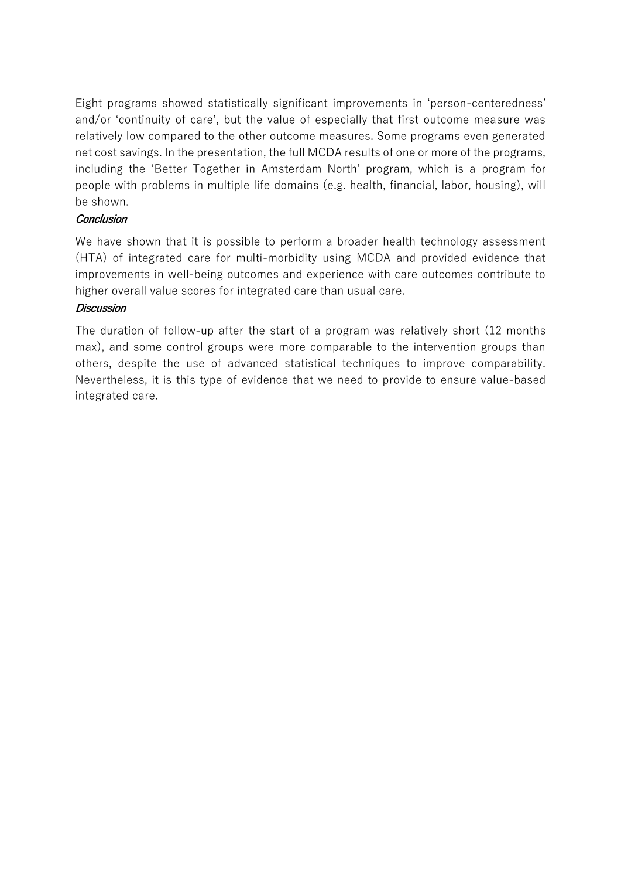Eight programs showed statistically significant improvements in ‘person-centeredness’ and/or ‘continuity of care’, but the value of especially that first outcome measure was relatively low compared to the other outcome measures. Some programs even generated net cost savings. In the presentation, the full MCDA results of one or more of the programs, including the ‘Better Together in Amsterdam North’ program, which is a program for people with problems in multiple life domains (e.g. health, financial, labor, housing), will be shown.

***Conclusion***

We have shown that it is possible to perform a broader health technology assessment (HTA) of integrated care for multi-morbidity using MCDA and provided evidence that improvements in well-being outcomes and experience with care outcomes contribute to higher overall value scores for integrated care than usual care.

***Discussion***

The duration of follow-up after the start of a program was relatively short (12 months max), and some control groups were more comparable to the intervention groups than others, despite the use of advanced statistical techniques to improve comparability. Nevertheless, it is this type of evidence that we need to provide to ensure value-based integrated care.